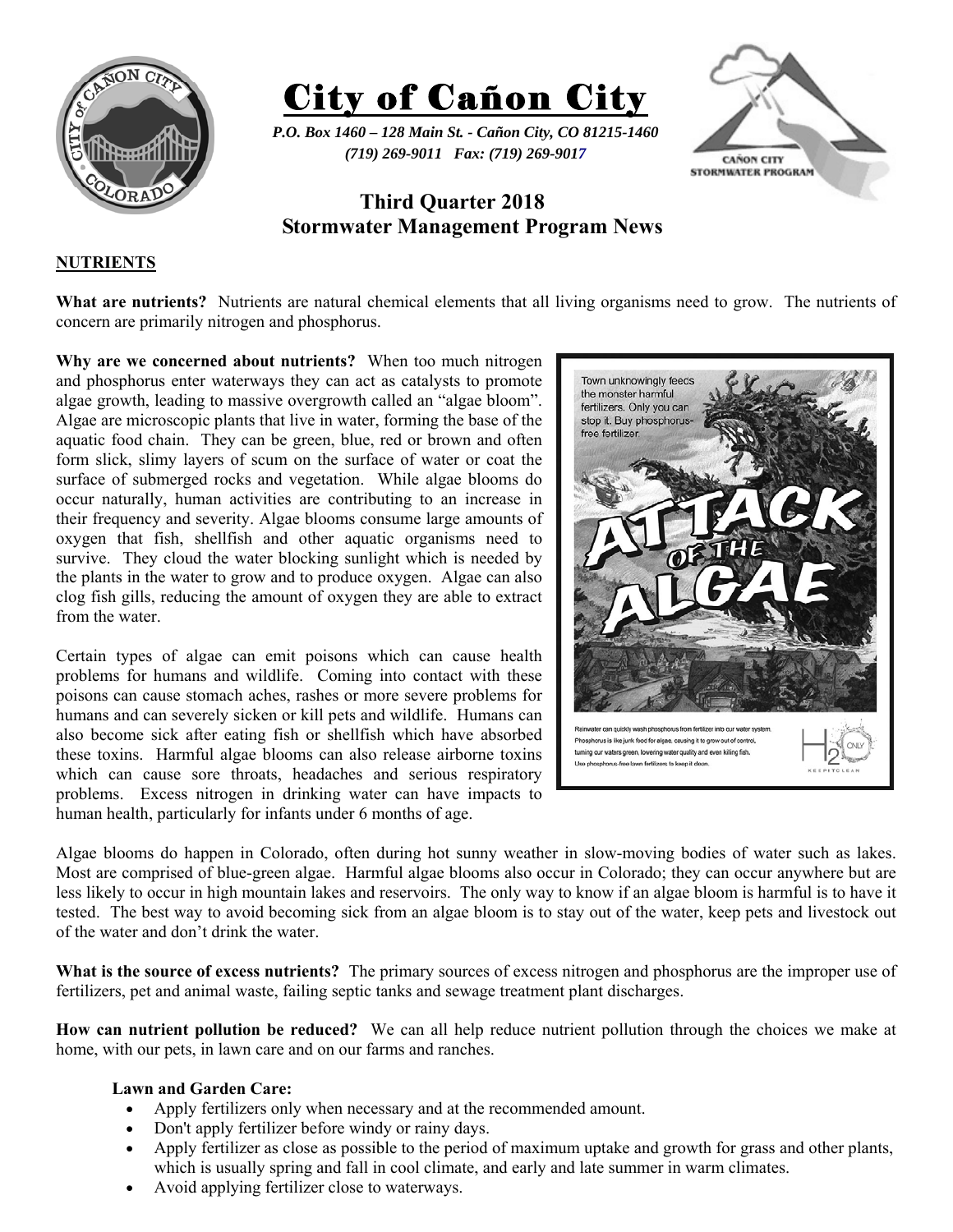# City of Cañon City

*P.O. Box 1460 – 128 Main St. - Cañon City, CO 81215-1460*
*(719) 269-9011 Fax: (719) 269-9017*

## Third Quarter 2018 Stormwater Management Program News

### NUTRIENTS

**What are nutrients?** Nutrients are natural chemical elements that all living organisms need to grow. The nutrients of concern are primarily nitrogen and phosphorus.

**Why are we concerned about nutrients?** When too much nitrogen and phosphorus enter waterways they can act as catalysts to promote algae growth, leading to massive overgrowth called an "algae bloom". Algae are microscopic plants that live in water, forming the base of the aquatic food chain. They can be green, blue, red or brown and often form slick, slimy layers of scum on the surface of water or coat the surface of submerged rocks and vegetation. While algae blooms do occur naturally, human activities are contributing to an increase in their frequency and severity. Algae blooms consume large amounts of oxygen that fish, shellfish and other aquatic organisms need to survive. They cloud the water blocking sunlight which is needed by the plants in the water to grow and to produce oxygen. Algae can also clog fish gills, reducing the amount of oxygen they are able to extract from the water.

Certain types of algae can emit poisons which can cause health problems for humans and wildlife. Coming into contact with these poisons can cause stomach aches, rashes or more severe problems for humans and can severely sicken or kill pets and wildlife. Humans can also become sick after eating fish or shellfish which have absorbed these toxins. Harmful algae blooms can also release airborne toxins which can cause sore throats, headaches and serious respiratory problems. Excess nitrogen in drinking water can have impacts to human health, particularly for infants under 6 months of age.

Algae blooms do happen in Colorado, often during hot sunny weather in slow-moving bodies of water such as lakes. Most are comprised of blue-green algae. Harmful algae blooms also occur in Colorado; they can occur anywhere but are less likely to occur in high mountain lakes and reservoirs. The only way to know if an algae bloom is harmful is to have it tested. The best way to avoid becoming sick from an algae bloom is to stay out of the water, keep pets and livestock out of the water and don't drink the water.

**What is the source of excess nutrients?** The primary sources of excess nitrogen and phosphorus are the improper use of fertilizers, pet and animal waste, failing septic tanks and sewage treatment plant discharges.

**How can nutrient pollution be reduced?** We can all help reduce nutrient pollution through the choices we make at home, with our pets, in lawn care and on our farms and ranches.

**Lawn and Garden Care:**

- Apply fertilizers only when necessary and at the recommended amount.
- Don't apply fertilizer before windy or rainy days.
- Apply fertilizer as close as possible to the period of maximum uptake and growth for grass and other plants, which is usually spring and fall in cool climate, and early and late summer in warm climates.
- Avoid applying fertilizer close to waterways.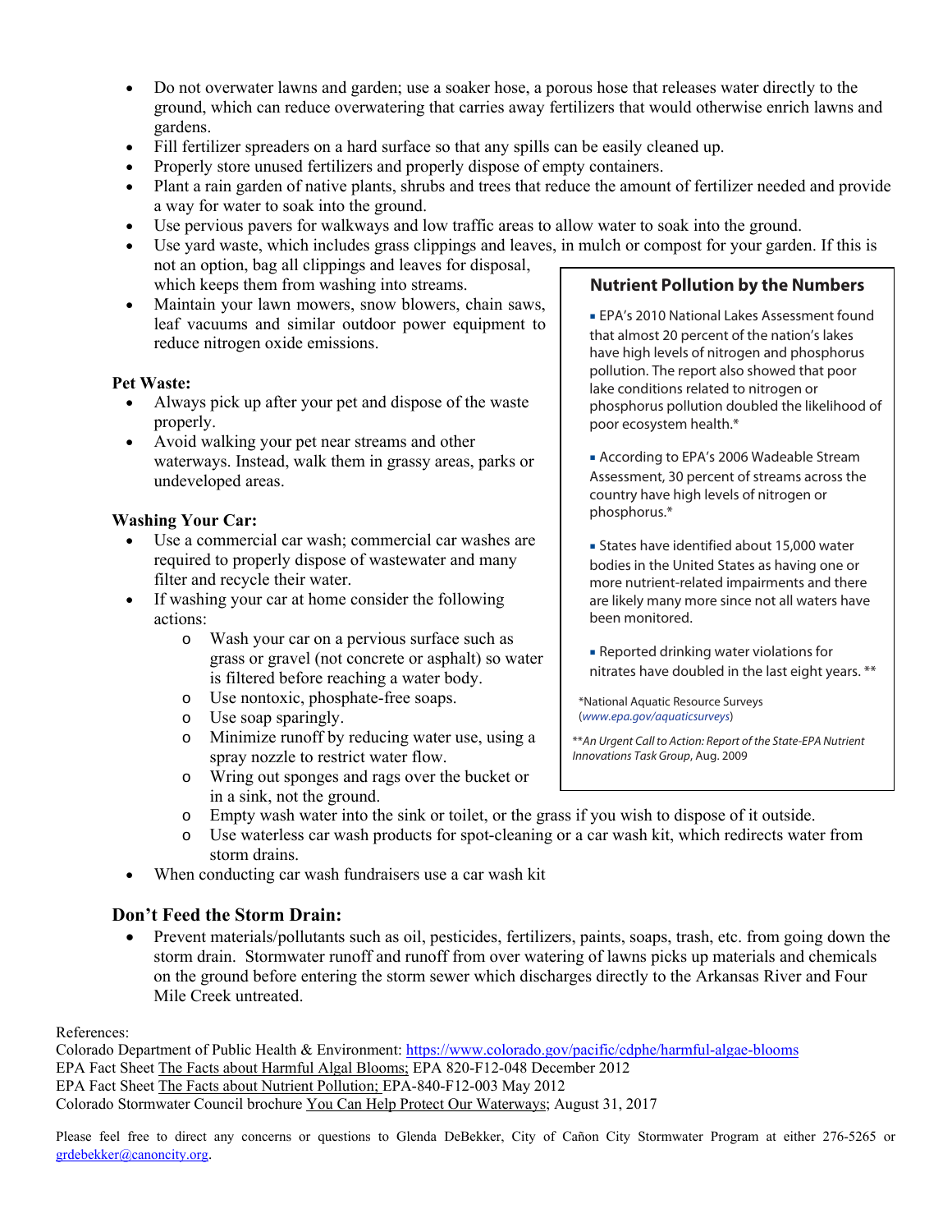- Do not overwater lawns and garden; use a soaker hose, a porous hose that releases water directly to the ground, which can reduce overwatering that carries away fertilizers that would otherwise enrich lawns and gardens.
- Fill fertilizer spreaders on a hard surface so that any spills can be easily cleaned up.
- Properly store unused fertilizers and properly dispose of empty containers.
- Plant a rain garden of native plants, shrubs and trees that reduce the amount of fertilizer needed and provide a way for water to soak into the ground.
- Use pervious pavers for walkways and low traffic areas to allow water to soak into the ground.
- Use yard waste, which includes grass clippings and leaves, in mulch or compost for your garden. If this is not an option, bag all clippings and leaves for disposal, which keeps them from washing into streams.
- Maintain your lawn mowers, snow blowers, chain saws, leaf vacuums and similar outdoor power equipment to reduce nitrogen oxide emissions.

**Pet Waste:**

- Always pick up after your pet and dispose of the waste properly.
- Avoid walking your pet near streams and other waterways. Instead, walk them in grassy areas, parks or undeveloped areas.

**Washing Your Car:**

- Use a commercial car wash; commercial car washes are required to properly dispose of wastewater and many filter and recycle their water.
- If washing your car at home consider the following actions:
  - Wash your car on a pervious surface such as grass or gravel (not concrete or asphalt) so water is filtered before reaching a water body.
  - Use nontoxic, phosphate-free soaps.
  - Use soap sparingly.
  - Minimize runoff by reducing water use, using a spray nozzle to restrict water flow.
  - Wring out sponges and rags over the bucket or in a sink, not the ground.
  - Empty wash water into the sink or toilet, or the grass if you wish to dispose of it outside.
  - Use waterless car wash products for spot-cleaning or a car wash kit, which redirects water from storm drains.
- When conducting car wash fundraisers use a car wash kit

### Nutrient Pollution by the Numbers

- EPA's 2010 National Lakes Assessment found that almost 20 percent of the nation's lakes have high levels of nitrogen and phosphorus pollution. The report also showed that poor lake conditions related to nitrogen or phosphorus pollution doubled the likelihood of poor ecosystem health.*
- According to EPA's 2006 Wadeable Stream Assessment, 30 percent of streams across the country have high levels of nitrogen or phosphorus.*
- States have identified about 15,000 water bodies in the United States as having one or more nutrient-related impairments and there are likely many more since not all waters have been monitored.
- Reported drinking water violations for nitrates have doubled in the last eight years. **

*National Aquatic Resource Surveys (*www.epa.gov/aquaticsurveys*)

***An Urgent Call to Action: Report of the State-EPA Nutrient Innovations Task Group*, Aug. 2009

**Don't Feed the Storm Drain:**

- Prevent materials/pollutants such as oil, pesticides, fertilizers, paints, soaps, trash, etc. from going down the storm drain. Stormwater runoff and runoff from over watering of lawns picks up materials and chemicals on the ground before entering the storm sewer which discharges directly to the Arkansas River and Four Mile Creek untreated.

References:
Colorado Department of Public Health & Environment: https://www.colorado.gov/pacific/cdphe/harmful-algae-blooms
EPA Fact Sheet The Facts about Harmful Algal Blooms; EPA 820-F12-048 December 2012
EPA Fact Sheet The Facts about Nutrient Pollution; EPA-840-F12-003 May 2012
Colorado Stormwater Council brochure You Can Help Protect Our Waterways; August 31, 2017

Please feel free to direct any concerns or questions to Glenda DeBekker, City of Cañon City Stormwater Program at either 276-5265 or grdebekker@canoncity.org.